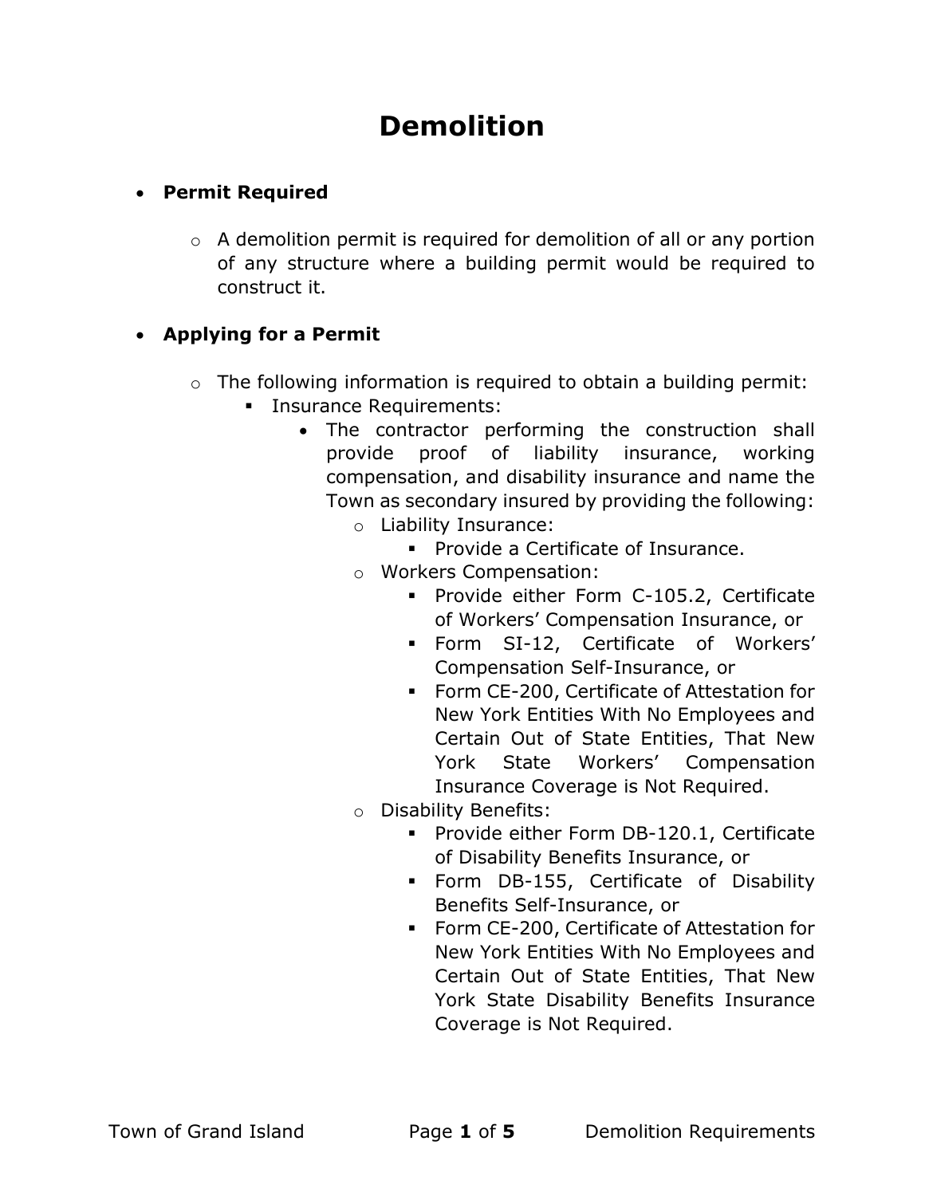# Demolition

- **Permit Required**
  - A demolition permit is required for demolition of all or any portion of any structure where a building permit would be required to construct it.

- **Applying for a Permit**
  - The following information is required to obtain a building permit:
    - Insurance Requirements:
      - The contractor performing the construction shall provide proof of liability insurance, working compensation, and disability insurance and name the Town as secondary insured by providing the following:
        - Liability Insurance:
          - Provide a Certificate of Insurance.
        - Workers Compensation:
          - Provide either Form C-105.2, Certificate of Workers' Compensation Insurance, or
          - Form SI-12, Certificate of Workers' Compensation Self-Insurance, or
          - Form CE-200, Certificate of Attestation for New York Entities With No Employees and Certain Out of State Entities, That New York State Workers' Compensation Insurance Coverage is Not Required.
        - Disability Benefits:
          - Provide either Form DB-120.1, Certificate of Disability Benefits Insurance, or
          - Form DB-155, Certificate of Disability Benefits Self-Insurance, or
          - Form CE-200, Certificate of Attestation for New York Entities With No Employees and Certain Out of State Entities, That New York State Disability Benefits Insurance Coverage is Not Required.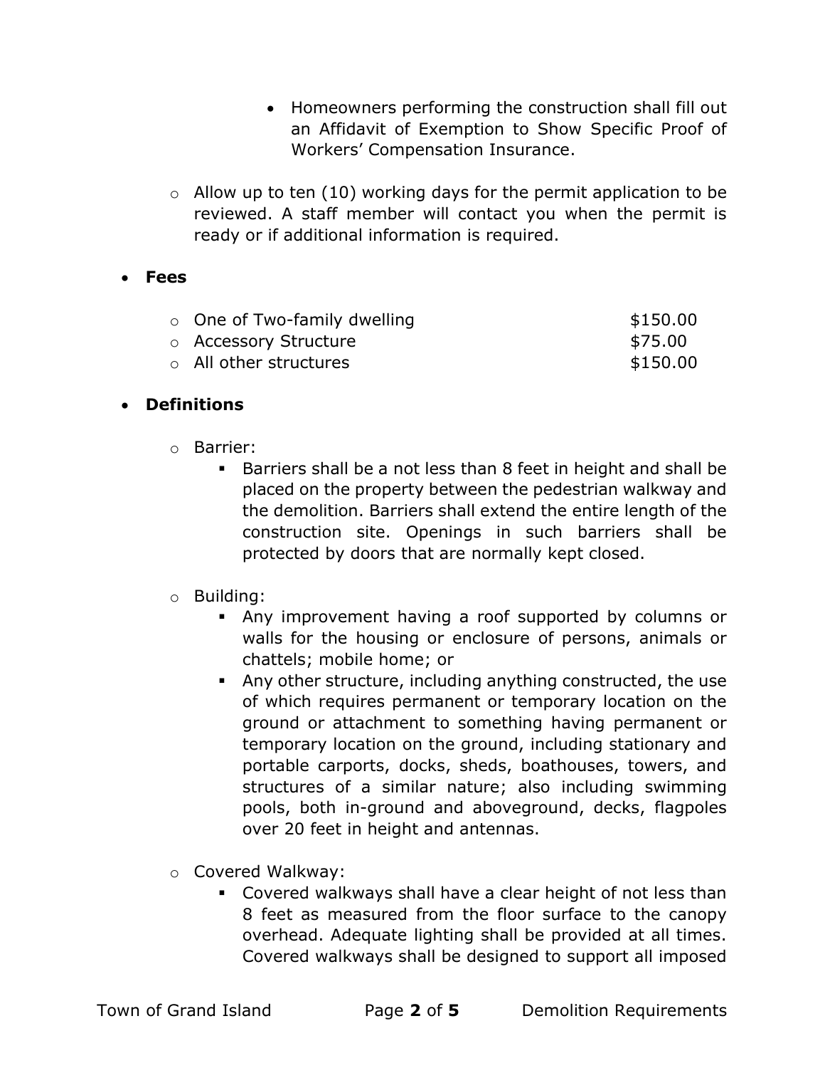- Homeowners performing the construction shall fill out an Affidavit of Exemption to Show Specific Proof of Workers' Compensation Insurance.

    - Allow up to ten (10) working days for the permit application to be reviewed. A staff member will contact you when the permit is ready or if additional information is required.

- **Fees**

    - One of Two-family dwelling $150.00
    - Accessory Structure $75.00
    - All other structures $150.00

- **Definitions**

    - Barrier:
        - Barriers shall be a not less than 8 feet in height and shall be placed on the property between the pedestrian walkway and the demolition. Barriers shall extend the entire length of the construction site. Openings in such barriers shall be protected by doors that are normally kept closed.

    - Building:
        - Any improvement having a roof supported by columns or walls for the housing or enclosure of persons, animals or chattels; mobile home; or
        - Any other structure, including anything constructed, the use of which requires permanent or temporary location on the ground or attachment to something having permanent or temporary location on the ground, including stationary and portable carports, docks, sheds, boathouses, towers, and structures of a similar nature; also including swimming pools, both in-ground and aboveground, decks, flagpoles over 20 feet in height and antennas.

    - Covered Walkway:
        - Covered walkways shall have a clear height of not less than 8 feet as measured from the floor surface to the canopy overhead. Adequate lighting shall be provided at all times. Covered walkways shall be designed to support all imposed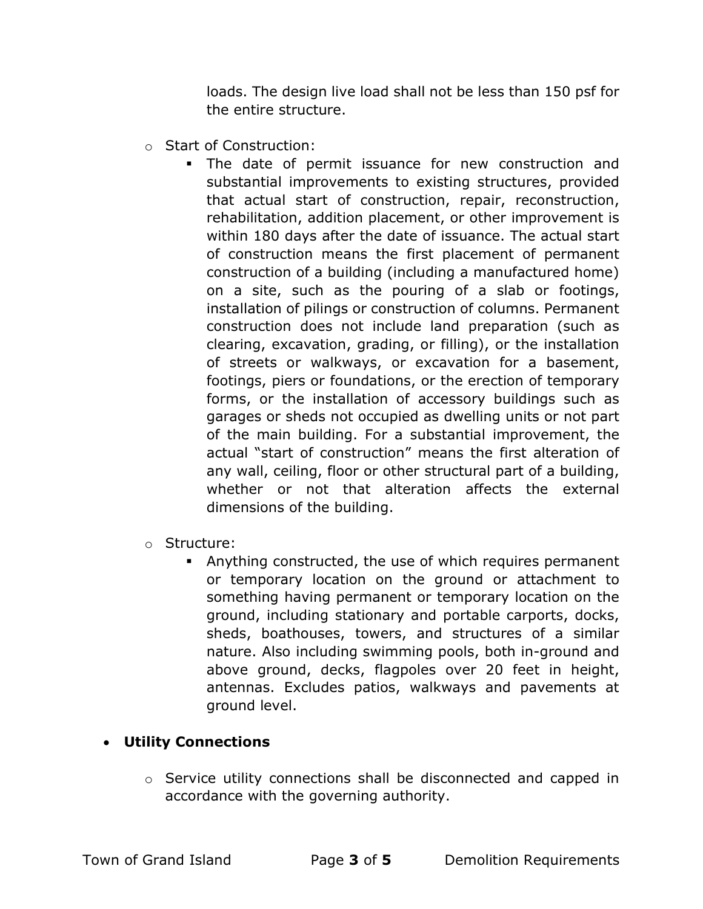loads. The design live load shall not be less than 150 psf for the entire structure.

- Start of Construction:
  - The date of permit issuance for new construction and substantial improvements to existing structures, provided that actual start of construction, repair, reconstruction, rehabilitation, addition placement, or other improvement is within 180 days after the date of issuance. The actual start of construction means the first placement of permanent construction of a building (including a manufactured home) on a site, such as the pouring of a slab or footings, installation of pilings or construction of columns. Permanent construction does not include land preparation (such as clearing, excavation, grading, or filling), or the installation of streets or walkways, or excavation for a basement, footings, piers or foundations, or the erection of temporary forms, or the installation of accessory buildings such as garages or sheds not occupied as dwelling units or not part of the main building. For a substantial improvement, the actual "start of construction" means the first alteration of any wall, ceiling, floor or other structural part of a building, whether or not that alteration affects the external dimensions of the building.

- Structure:
  - Anything constructed, the use of which requires permanent or temporary location on the ground or attachment to something having permanent or temporary location on the ground, including stationary and portable carports, docks, sheds, boathouses, towers, and structures of a similar nature. Also including swimming pools, both in-ground and above ground, decks, flagpoles over 20 feet in height, antennas. Excludes patios, walkways and pavements at ground level.

- **Utility Connections**
  - Service utility connections shall be disconnected and capped in accordance with the governing authority.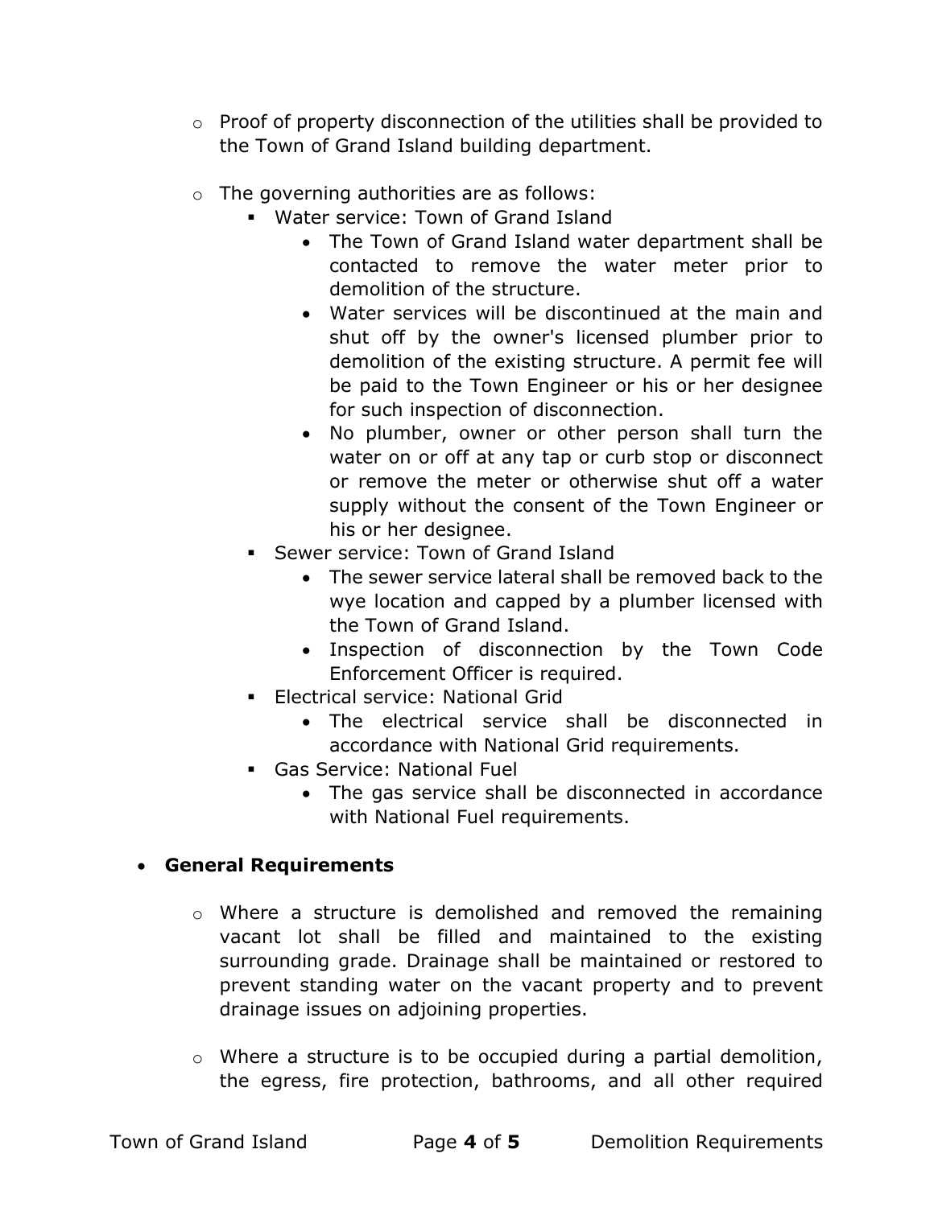- Proof of property disconnection of the utilities shall be provided to the Town of Grand Island building department.

- The governing authorities are as follows:
  - Water service: Town of Grand Island
    - The Town of Grand Island water department shall be contacted to remove the water meter prior to demolition of the structure.
    - Water services will be discontinued at the main and shut off by the owner's licensed plumber prior to demolition of the existing structure. A permit fee will be paid to the Town Engineer or his or her designee for such inspection of disconnection.
    - No plumber, owner or other person shall turn the water on or off at any tap or curb stop or disconnect or remove the meter or otherwise shut off a water supply without the consent of the Town Engineer or his or her designee.
  - Sewer service: Town of Grand Island
    - The sewer service lateral shall be removed back to the wye location and capped by a plumber licensed with the Town of Grand Island.
    - Inspection of disconnection by the Town Code Enforcement Officer is required.
  - Electrical service: National Grid
    - The electrical service shall be disconnected in accordance with National Grid requirements.
  - Gas Service: National Fuel
    - The gas service shall be disconnected in accordance with National Fuel requirements.

- **General Requirements**

  - Where a structure is demolished and removed the remaining vacant lot shall be filled and maintained to the existing surrounding grade. Drainage shall be maintained or restored to prevent standing water on the vacant property and to prevent drainage issues on adjoining properties.

  - Where a structure is to be occupied during a partial demolition, the egress, fire protection, bathrooms, and all other required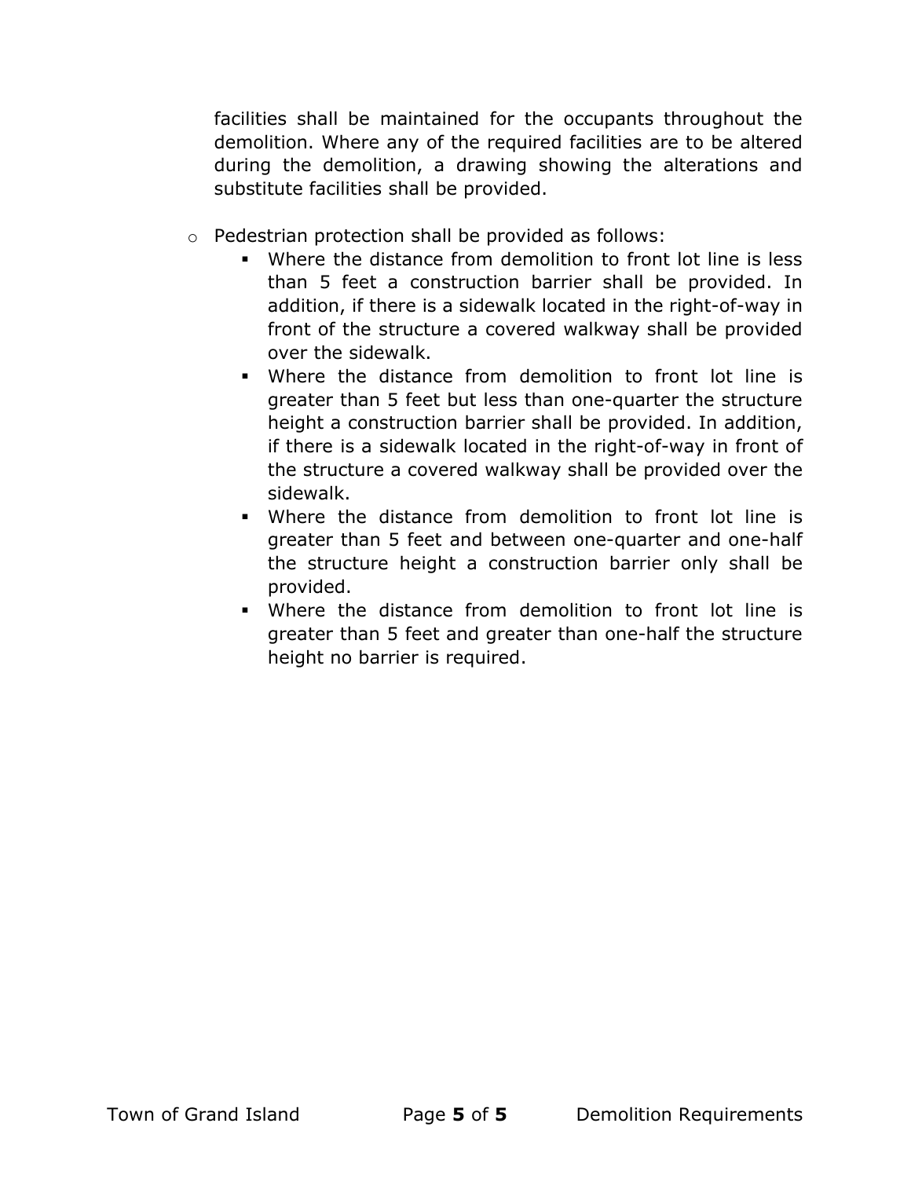facilities shall be maintained for the occupants throughout the demolition. Where any of the required facilities are to be altered during the demolition, a drawing showing the alterations and substitute facilities shall be provided.

- Pedestrian protection shall be provided as follows:
  - Where the distance from demolition to front lot line is less than 5 feet a construction barrier shall be provided. In addition, if there is a sidewalk located in the right-of-way in front of the structure a covered walkway shall be provided over the sidewalk.
  - Where the distance from demolition to front lot line is greater than 5 feet but less than one-quarter the structure height a construction barrier shall be provided. In addition, if there is a sidewalk located in the right-of-way in front of the structure a covered walkway shall be provided over the sidewalk.
  - Where the distance from demolition to front lot line is greater than 5 feet and between one-quarter and one-half the structure height a construction barrier only shall be provided.
  - Where the distance from demolition to front lot line is greater than 5 feet and greater than one-half the structure height no barrier is required.